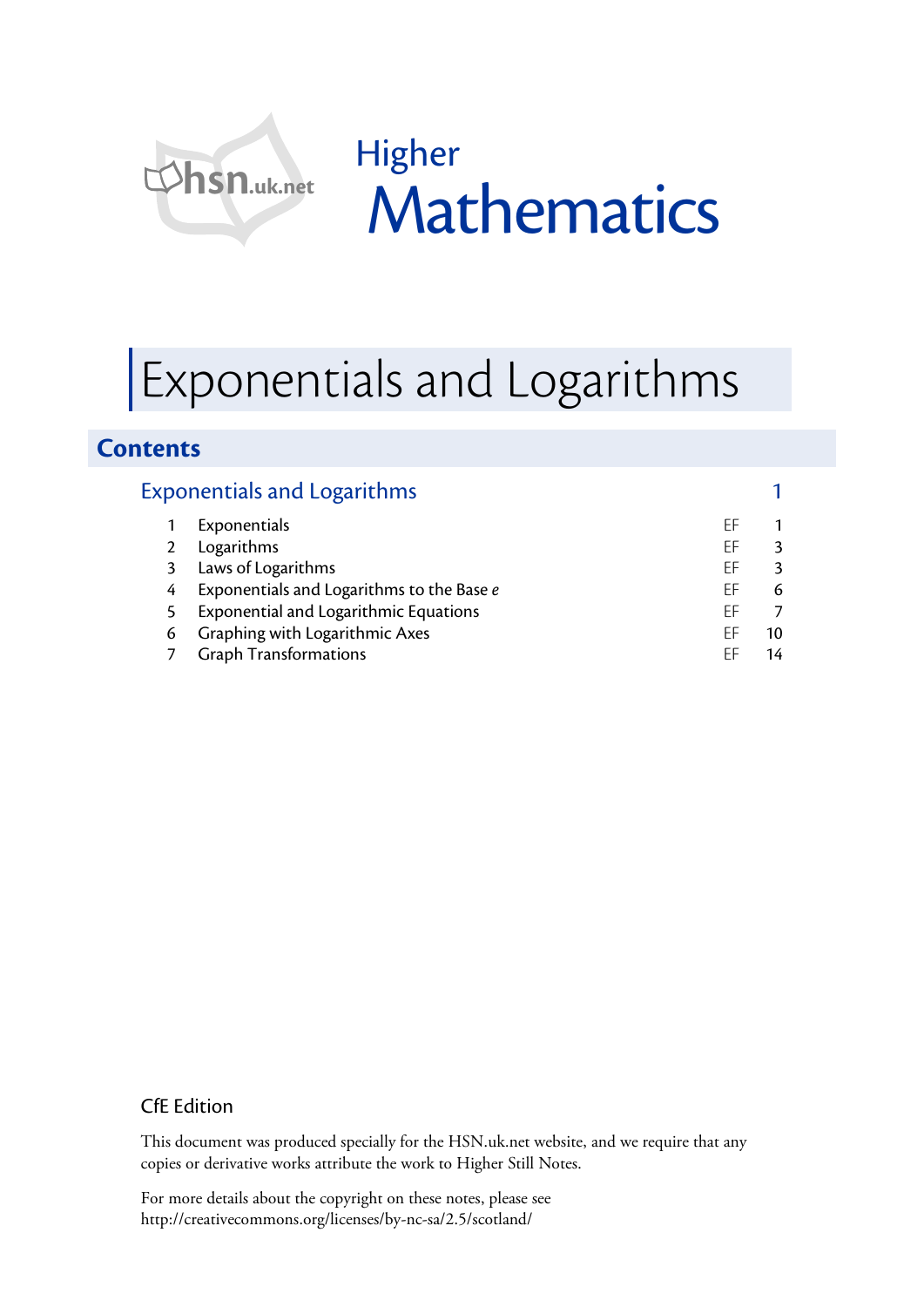hsn.uk.net

Higher

# Mathematics

# Exponentials and Logarithms

## Contents

### Exponentials and Logarithms — 1

| | | | |
|---|---|---|---|
| 1 | Exponentials | EF | 1 |
| 2 | Logarithms | EF | 3 |
| 3 | Laws of Logarithms | EF | 3 |
| 4 | Exponentials and Logarithms to the Base *e* | EF | 6 |
| 5 | Exponential and Logarithmic Equations | EF | 7 |
| 6 | Graphing with Logarithmic Axes | EF | 10 |
| 7 | Graph Transformations | EF | 14 |

CfE Edition

This document was produced specially for the HSN.uk.net website, and we require that any copies or derivative works attribute the work to Higher Still Notes.

For more details about the copyright on these notes, please see http://creativecommons.org/licenses/by-nc-sa/2.5/scotland/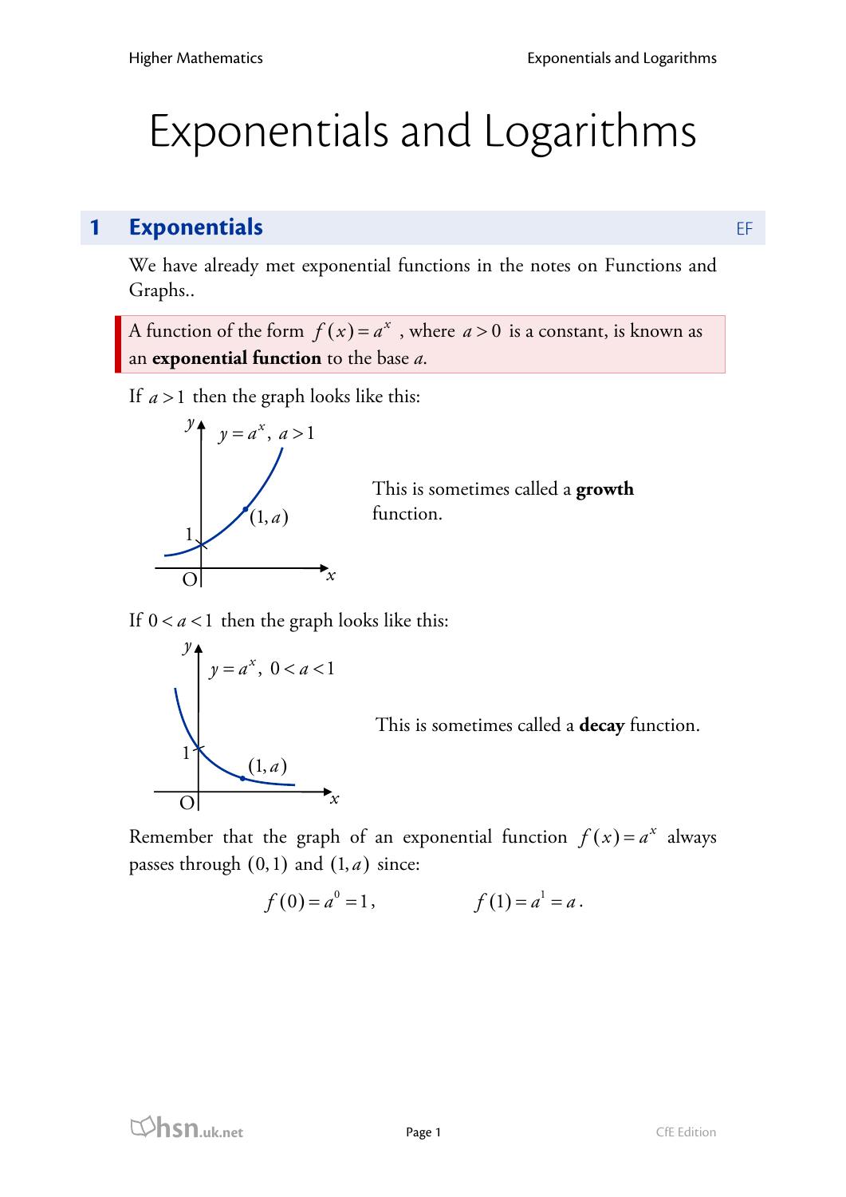# Exponentials and Logarithms

## 1 Exponentials

We have already met exponential functions in the notes on Functions and Graphs..

A function of the form $f(x) = a^x$, where $a > 0$ is a constant, is known as an **exponential function** to the base *a*.

If $a > 1$ then the graph looks like this:

This is sometimes called a **growth** function.

If $0 < a < 1$ then the graph looks like this:

This is sometimes called a **decay** function.

Remember that the graph of an exponential function $f(x) = a^x$ always passes through $(0, 1)$ and $(1, a)$ since:

$$f(0) = a^0 = 1, \qquad f(1) = a^1 = a.$$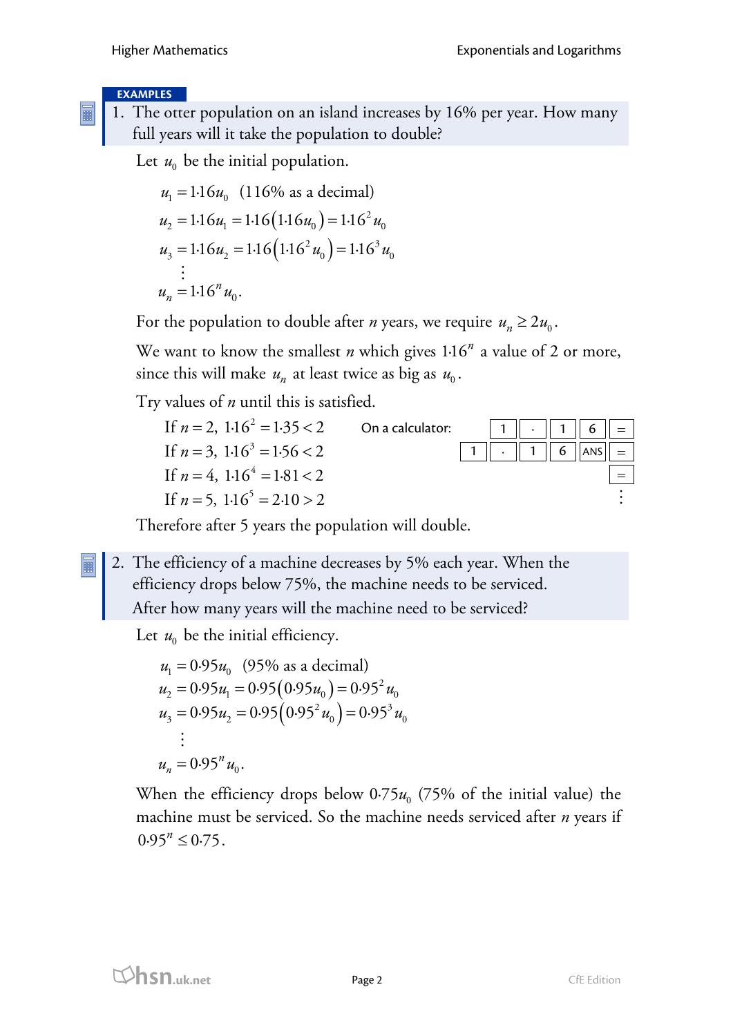**EXAMPLES**

1. The otter population on an island increases by 16% per year. How many full years will it take the population to double?

Let $u_0$ be the initial population.

$$u_1 = 1{\cdot}16u_0 \quad (116\% \text{ as a decimal})$$
$$u_2 = 1{\cdot}16u_1 = 1{\cdot}16(1{\cdot}16u_0) = 1{\cdot}16^2 u_0$$
$$u_3 = 1{\cdot}16u_2 = 1{\cdot}16(1{\cdot}16^2 u_0) = 1{\cdot}16^3 u_0$$
$$\vdots$$
$$u_n = 1{\cdot}16^n u_0.$$

For the population to double after $n$ years, we require $u_n \geq 2u_0$.

We want to know the smallest $n$ which gives $1{\cdot}16^n$ a value of 2 or more, since this will make $u_n$ at least twice as big as $u_0$.

Try values of $n$ until this is satisfied.

If $n = 2$, $1{\cdot}16^2 = 1{\cdot}35 < 2$

If $n = 3$, $1{\cdot}16^3 = 1{\cdot}56 < 2$

If $n = 4$, $1{\cdot}16^4 = 1{\cdot}81 < 2$

If $n = 5$, $1{\cdot}16^5 = 2{\cdot}10 > 2$

On a calculator:

`1` `·` `1` `6` `=`

`1` `·` `1` `6` `ANS` `=`

`=`

⋮

Therefore after 5 years the population will double.

2. The efficiency of a machine decreases by 5% each year. When the efficiency drops below 75%, the machine needs to be serviced. After how many years will the machine need to be serviced?

Let $u_0$ be the initial efficiency.

$$u_1 = 0{\cdot}95u_0 \quad (95\% \text{ as a decimal})$$
$$u_2 = 0{\cdot}95u_1 = 0{\cdot}95(0{\cdot}95u_0) = 0{\cdot}95^2 u_0$$
$$u_3 = 0{\cdot}95u_2 = 0{\cdot}95(0{\cdot}95^2 u_0) = 0{\cdot}95^3 u_0$$
$$\vdots$$
$$u_n = 0{\cdot}95^n u_0.$$

When the efficiency drops below $0{\cdot}75u_0$ (75% of the initial value) the machine must be serviced. So the machine needs serviced after $n$ years if $0{\cdot}95^n \leq 0{\cdot}75$.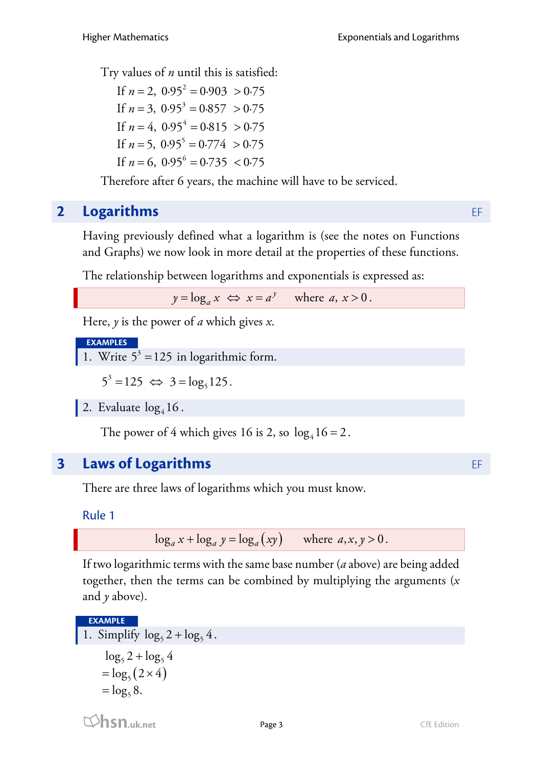Try values of $n$ until this is satisfied:

If $n = 2,\ 0{\cdot}95^2 = 0{\cdot}903 \ > 0{\cdot}75$
If $n = 3,\ 0{\cdot}95^3 = 0{\cdot}857 \ > 0{\cdot}75$
If $n = 4,\ 0{\cdot}95^4 = 0{\cdot}815 \ > 0{\cdot}75$
If $n = 5,\ 0{\cdot}95^5 = 0{\cdot}774 \ > 0{\cdot}75$
If $n = 6,\ 0{\cdot}95^6 = 0{\cdot}735 \ < 0{\cdot}75$

Therefore after 6 years, the machine will have to be serviced.

## 2 Logarithms

EF

Having previously defined what a logarithm is (see the notes on Functions and Graphs) we now look in more detail at the properties of these functions.

The relationship between logarithms and exponentials is expressed as:

$$y = \log_a x \iff x = a^y \qquad \text{where } a,\ x > 0.$$

Here, $y$ is the power of $a$ which gives $x$.

**EXAMPLES**

1. Write $5^3 = 125$ in logarithmic form.

$5^3 = 125 \iff 3 = \log_5 125$.

2. Evaluate $\log_4 16$.

The power of 4 which gives 16 is 2, so $\log_4 16 = 2$.

## 3 Laws of Logarithms

EF

There are three laws of logarithms which you must know.

### Rule 1

$$\log_a x + \log_a y = \log_a (xy) \qquad \text{where } a, x, y > 0.$$

If two logarithmic terms with the same base number ($a$ above) are being added together, then the terms can be combined by multiplying the arguments ($x$ and $y$ above).

**EXAMPLE**

1. Simplify $\log_5 2 + \log_5 4$.

$$\begin{aligned} &\log_5 2 + \log_5 4 \\ &= \log_5 (2 \times 4) \\ &= \log_5 8. \end{aligned}$$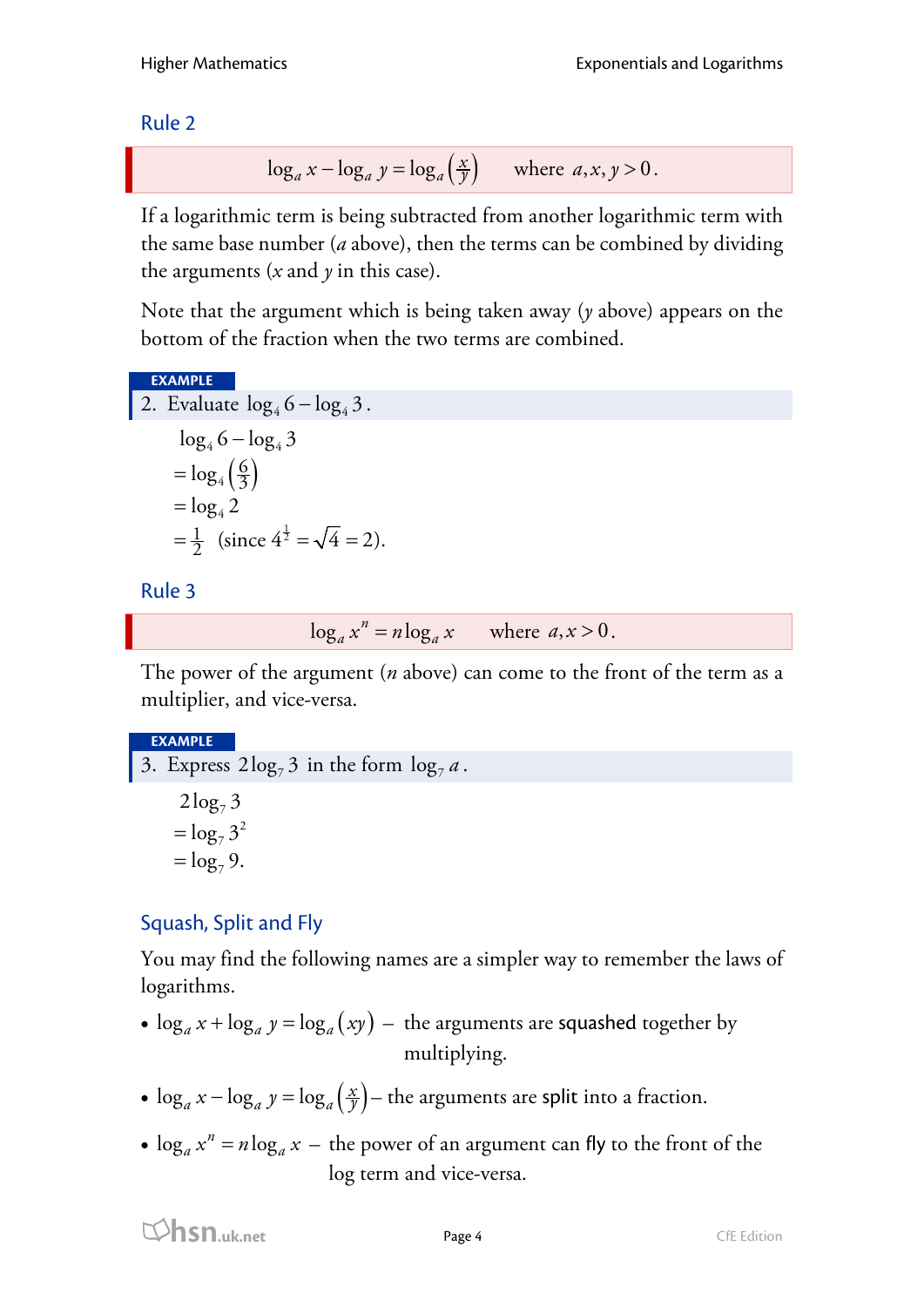### Rule 2

$$\log_a x - \log_a y = \log_a \left(\tfrac{x}{y}\right) \qquad \text{where } a, x, y > 0.$$

If a logarithmic term is being subtracted from another logarithmic term with the same base number ($a$ above), then the terms can be combined by dividing the arguments ($x$ and $y$ in this case).

Note that the argument which is being taken away ($y$ above) appears on the bottom of the fraction when the two terms are combined.

**EXAMPLE**

2. Evaluate $\log_4 6 - \log_4 3$.

$$\begin{aligned} &\log_4 6 - \log_4 3 \\ &= \log_4 \left(\tfrac{6}{3}\right) \\ &= \log_4 2 \\ &= \tfrac{1}{2} \quad (\text{since } 4^{\frac{1}{2}} = \sqrt{4} = 2). \end{aligned}$$

### Rule 3

$$\log_a x^n = n \log_a x \qquad \text{where } a, x > 0.$$

The power of the argument ($n$ above) can come to the front of the term as a multiplier, and vice-versa.

**EXAMPLE**

3. Express $2\log_7 3$ in the form $\log_7 a$.

$$\begin{aligned} &2\log_7 3 \\ &= \log_7 3^2 \\ &= \log_7 9. \end{aligned}$$

### Squash, Split and Fly

You may find the following names are a simpler way to remember the laws of logarithms.

- $\log_a x + \log_a y = \log_a (xy)$ – the arguments are squashed together by multiplying.
- $\log_a x - \log_a y = \log_a \left(\tfrac{x}{y}\right)$ – the arguments are split into a fraction.
- $\log_a x^n = n \log_a x$ – the power of an argument can fly to the front of the log term and vice-versa.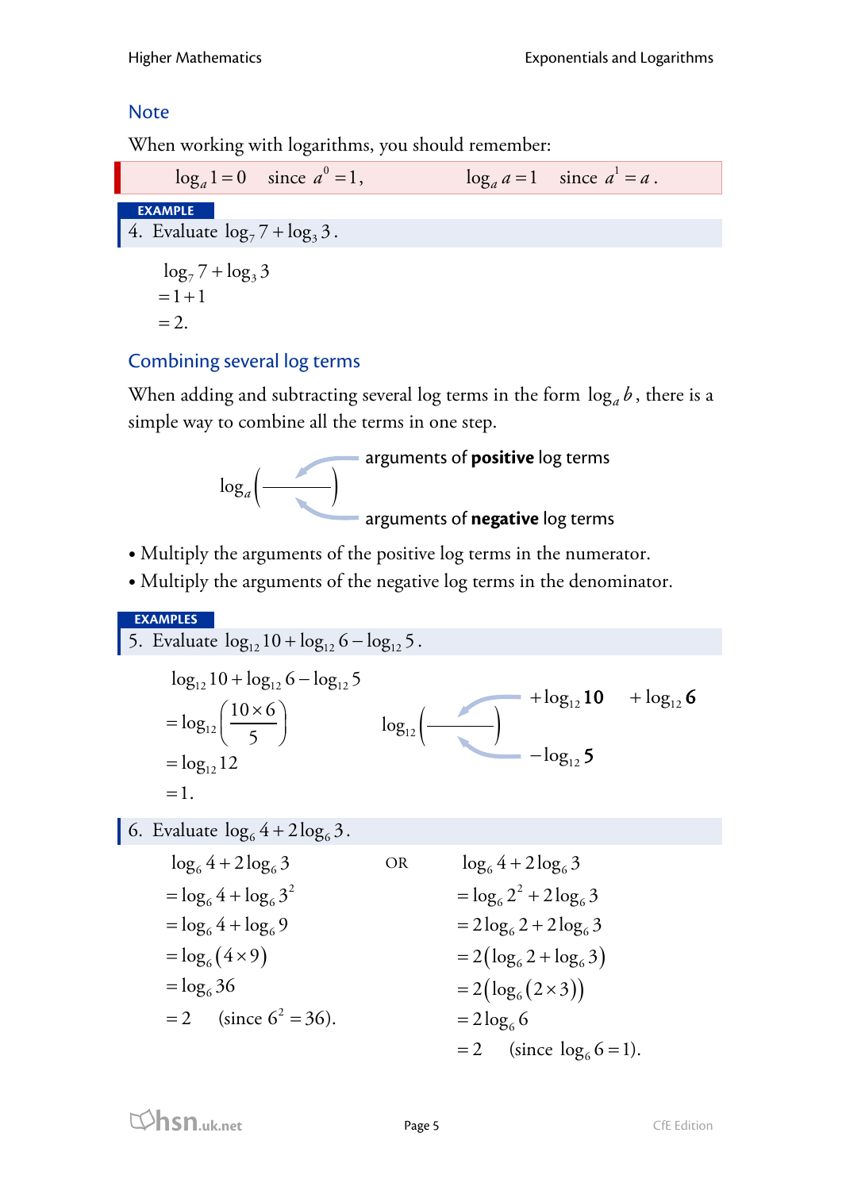## Note

When working with logarithms, you should remember:

$\log_a 1 = 0 \quad$ since $a^0 = 1$, $\qquad \log_a a = 1 \quad$ since $a^1 = a$.

**EXAMPLE**

4. Evaluate $\log_7 7 + \log_3 3$.

$$\begin{aligned} & \log_7 7 + \log_3 3 \\ &= 1 + 1 \\ &= 2. \end{aligned}$$

## Combining several log terms

When adding and subtracting several log terms in the form $\log_a b$, there is a simple way to combine all the terms in one step.

$\log_a \left( \frac{\quad}{\quad} \right)$ — arguments of **positive** log terms (numerator); arguments of **negative** log terms (denominator)

- Multiply the arguments of the positive log terms in the numerator.
- Multiply the arguments of the negative log terms in the denominator.

**EXAMPLES**

5. Evaluate $\log_{12} 10 + \log_{12} 6 - \log_{12} 5$.

$$\begin{aligned} & \log_{12} 10 + \log_{12} 6 - \log_{12} 5 \\ &= \log_{12} \left( \frac{10 \times 6}{5} \right) \\ &= \log_{12} 12 \\ &= 1. \end{aligned}$$

$\log_{12} \left( \frac{\quad}{\quad} \right)$ — numerator from $+\log_{12} \mathbf{10}$ and $+\log_{12} \mathbf{6}$; denominator from $-\log_{12} \mathbf{5}$

6. Evaluate $\log_6 4 + 2\log_6 3$.

$$\begin{aligned} & \log_6 4 + 2\log_6 3 \\ &= \log_6 4 + \log_6 3^2 \\ &= \log_6 4 + \log_6 9 \\ &= \log_6 (4 \times 9) \\ &= \log_6 36 \\ &= 2 \quad (\text{since } 6^2 = 36). \end{aligned}$$

OR

$$\begin{aligned} & \log_6 4 + 2\log_6 3 \\ &= \log_6 2^2 + 2\log_6 3 \\ &= 2\log_6 2 + 2\log_6 3 \\ &= 2(\log_6 2 + \log_6 3) \\ &= 2(\log_6 (2 \times 3)) \\ &= 2\log_6 6 \\ &= 2 \quad (\text{since } \log_6 6 = 1). \end{aligned}$$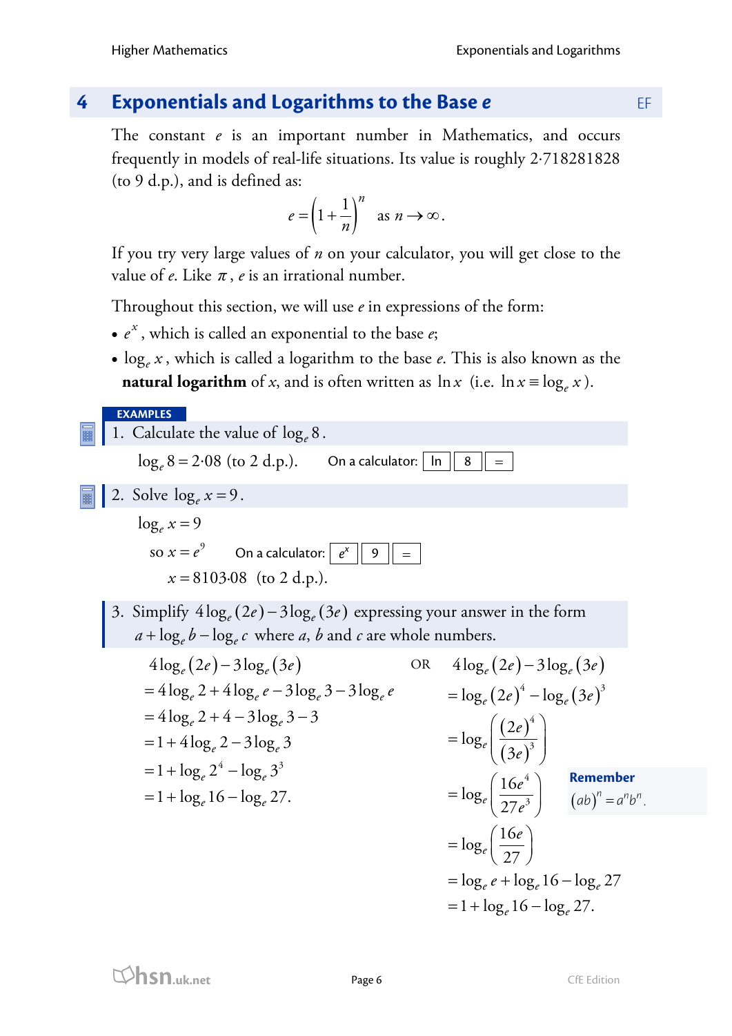# 4 Exponentials and Logarithms to the Base *e*

EF

The constant $e$ is an important number in Mathematics, and occurs frequently in models of real-life situations. Its value is roughly 2·718281828 (to 9 d.p.), and is defined as:

$$e = \left(1 + \frac{1}{n}\right)^n \quad \text{as } n \to \infty.$$

If you try very large values of $n$ on your calculator, you will get close to the value of $e$. Like $\pi$, $e$ is an irrational number.

Throughout this section, we will use $e$ in expressions of the form:

- $e^x$, which is called an exponential to the base $e$;
- $\log_e x$, which is called a logarithm to the base $e$. This is also known as the **natural logarithm** of $x$, and is often written as $\ln x$ (i.e. $\ln x \equiv \log_e x$).

**EXAMPLES**

1. Calculate the value of $\log_e 8$.

$\log_e 8 = 2{\cdot}08$ (to 2 d.p.). On a calculator: [ln] [8] [=]

2. Solve $\log_e x = 9$.

$\log_e x = 9$

so $x = e^9$ On a calculator: [$e^x$] [9] [=]

$x = 8103{\cdot}08$ (to 2 d.p.).

3. Simplify $4\log_e(2e) - 3\log_e(3e)$ expressing your answer in the form $a + \log_e b - \log_e c$ where $a$, $b$ and $c$ are whole numbers.

$$\begin{aligned}
&4\log_e(2e) - 3\log_e(3e) \\
&= 4\log_e 2 + 4\log_e e - 3\log_e 3 - 3\log_e e \\
&= 4\log_e 2 + 4 - 3\log_e 3 - 3 \\
&= 1 + 4\log_e 2 - 3\log_e 3 \\
&= 1 + \log_e 2^4 - \log_e 3^3 \\
&= 1 + \log_e 16 - \log_e 27.
\end{aligned}$$

OR

$$\begin{aligned}
&4\log_e(2e) - 3\log_e(3e) \\
&= \log_e(2e)^4 - \log_e(3e)^3 \\
&= \log_e\left(\frac{(2e)^4}{(3e)^3}\right) \\
&= \log_e\left(\frac{16e^4}{27e^3}\right) \\
&= \log_e\left(\frac{16e}{27}\right) \\
&= \log_e e + \log_e 16 - \log_e 27 \\
&= 1 + \log_e 16 - \log_e 27.
\end{aligned}$$

**Remember**

$(ab)^n = a^n b^n$.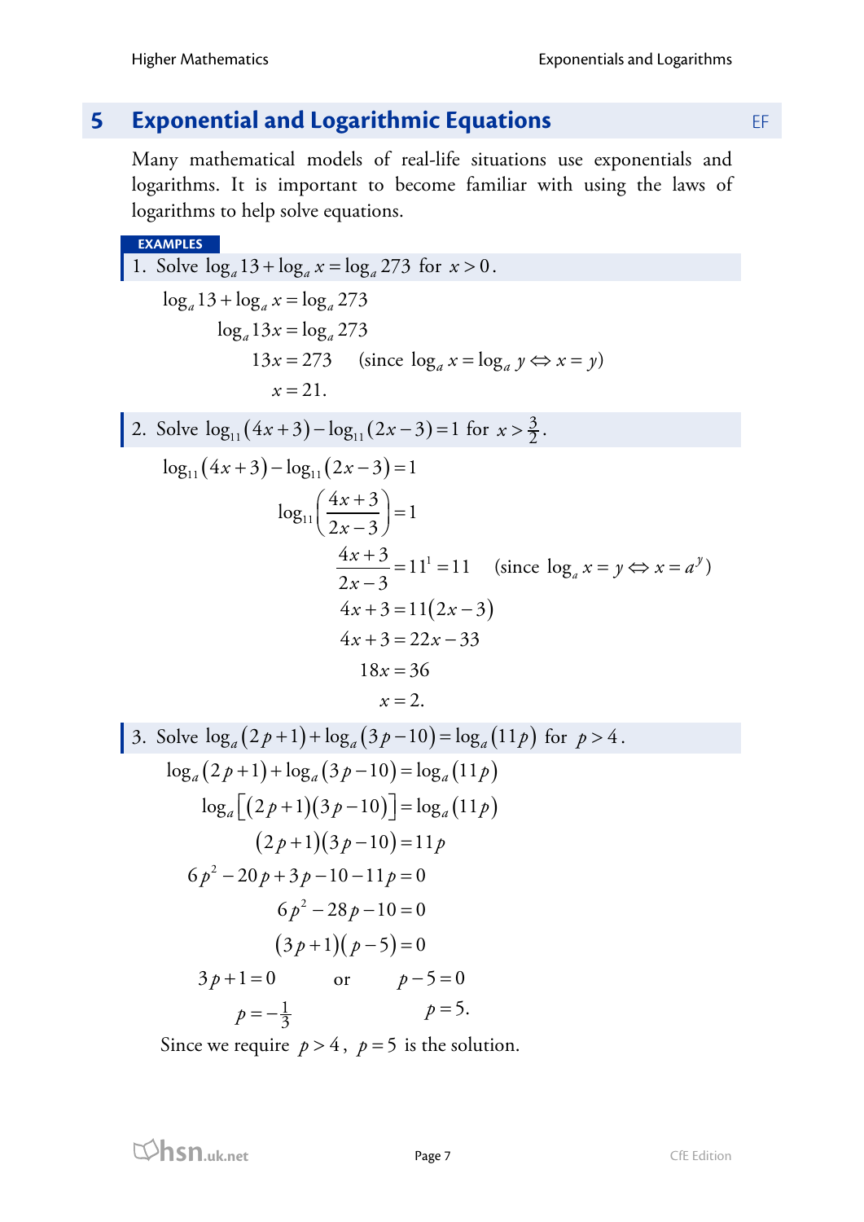## 5 Exponential and Logarithmic Equations

Many mathematical models of real-life situations use exponentials and logarithms. It is important to become familiar with using the laws of logarithms to help solve equations.

**EXAMPLES**

1. Solve $\log_a 13 + \log_a x = \log_a 273$ for $x > 0$.

$$\begin{aligned}
\log_a 13 + \log_a x &= \log_a 273 \\
\log_a 13x &= \log_a 273 \\
13x &= 273 \quad (\text{since } \log_a x = \log_a y \Leftrightarrow x = y) \\
x &= 21.
\end{aligned}$$

2. Solve $\log_{11}(4x+3) - \log_{11}(2x-3) = 1$ for $x > \frac{3}{2}$.

$$\begin{aligned}
\log_{11}(4x+3) - \log_{11}(2x-3) &= 1 \\
\log_{11}\left(\frac{4x+3}{2x-3}\right) &= 1 \\
\frac{4x+3}{2x-3} &= 11^1 = 11 \quad (\text{since } \log_a x = y \Leftrightarrow x = a^y) \\
4x+3 &= 11(2x-3) \\
4x+3 &= 22x-33 \\
18x &= 36 \\
x &= 2.
\end{aligned}$$

3. Solve $\log_a(2p+1) + \log_a(3p-10) = \log_a(11p)$ for $p > 4$.

$$\begin{aligned}
\log_a(2p+1) + \log_a(3p-10) &= \log_a(11p) \\
\log_a\left[(2p+1)(3p-10)\right] &= \log_a(11p) \\
(2p+1)(3p-10) &= 11p \\
6p^2 - 20p + 3p - 10 - 11p &= 0 \\
6p^2 - 28p - 10 &= 0 \\
(3p+1)(p-5) &= 0
\end{aligned}$$

$$3p+1 = 0 \quad \text{or} \quad p-5 = 0$$

$$p = -\tfrac{1}{3} \qquad\qquad p = 5.$$

Since we require $p > 4$, $p = 5$ is the solution.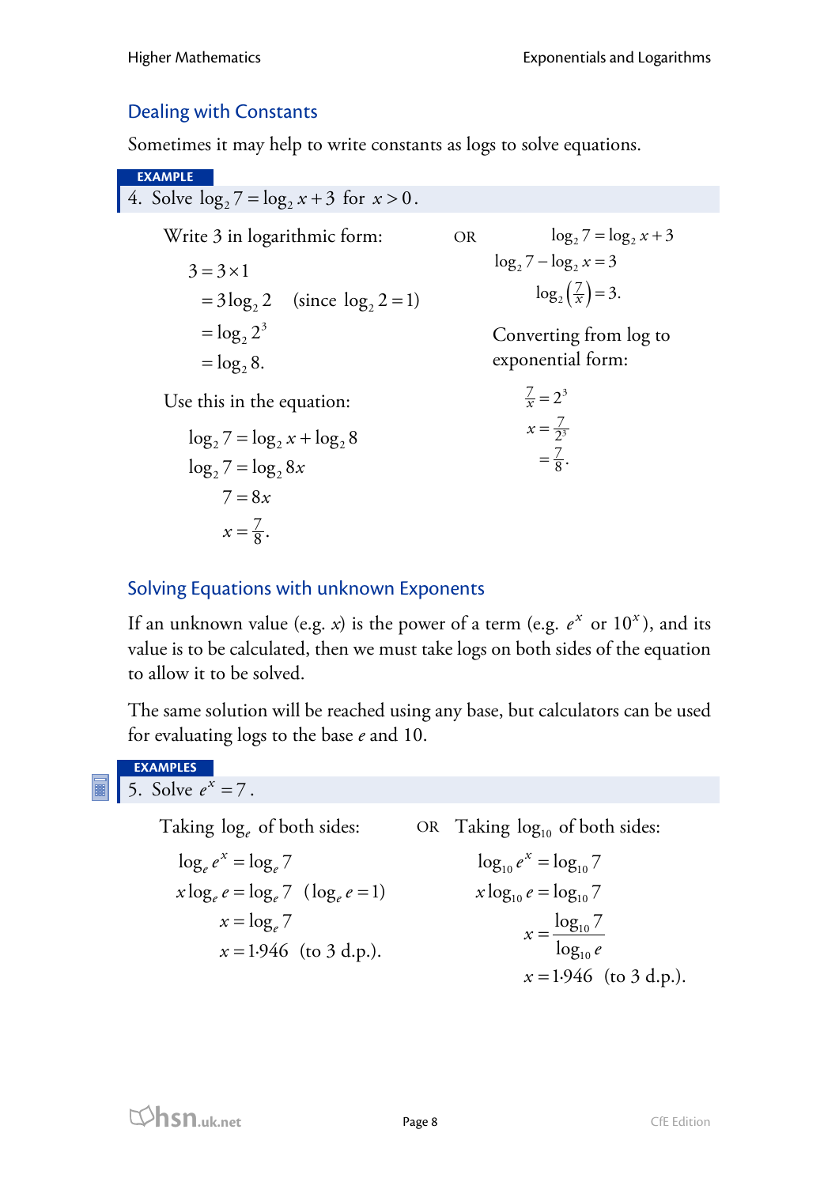## Dealing with Constants

Sometimes it may help to write constants as logs to solve equations.

**EXAMPLE**

4. Solve $\log_2 7 = \log_2 x + 3$ for $x > 0$.

Write 3 in logarithmic form:

$$\begin{aligned} 3 &= 3 \times 1 \\ &= 3\log_2 2 \quad (\text{since } \log_2 2 = 1) \\ &= \log_2 2^3 \\ &= \log_2 8. \end{aligned}$$

Use this in the equation:

$$\begin{aligned} \log_2 7 &= \log_2 x + \log_2 8 \\ \log_2 7 &= \log_2 8x \\ 7 &= 8x \\ x &= \tfrac{7}{8}. \end{aligned}$$

OR

$$\begin{aligned} \log_2 7 &= \log_2 x + 3 \\ \log_2 7 - \log_2 x &= 3 \\ \log_2\left(\tfrac{7}{x}\right) &= 3. \end{aligned}$$

Converting from log to exponential form:

$$\begin{aligned} \tfrac{7}{x} &= 2^3 \\ x &= \tfrac{7}{2^3} \\ &= \tfrac{7}{8}. \end{aligned}$$

## Solving Equations with unknown Exponents

If an unknown value (e.g. $x$) is the power of a term (e.g. $e^x$ or $10^x$), and its value is to be calculated, then we must take logs on both sides of the equation to allow it to be solved.

The same solution will be reached using any base, but calculators can be used for evaluating logs to the base $e$ and 10.

**EXAMPLES**

5. Solve $e^x = 7$.

Taking $\log_e$ of both sides:

$$\begin{aligned} \log_e e^x &= \log_e 7 \\ x\log_e e &= \log_e 7 \quad (\log_e e = 1) \\ x &= \log_e 7 \\ x &= 1{\cdot}946 \quad (\text{to 3 d.p.}). \end{aligned}$$

OR Taking $\log_{10}$ of both sides:

$$\begin{aligned} \log_{10} e^x &= \log_{10} 7 \\ x\log_{10} e &= \log_{10} 7 \\ x &= \frac{\log_{10} 7}{\log_{10} e} \\ x &= 1{\cdot}946 \quad (\text{to 3 d.p.}). \end{aligned}$$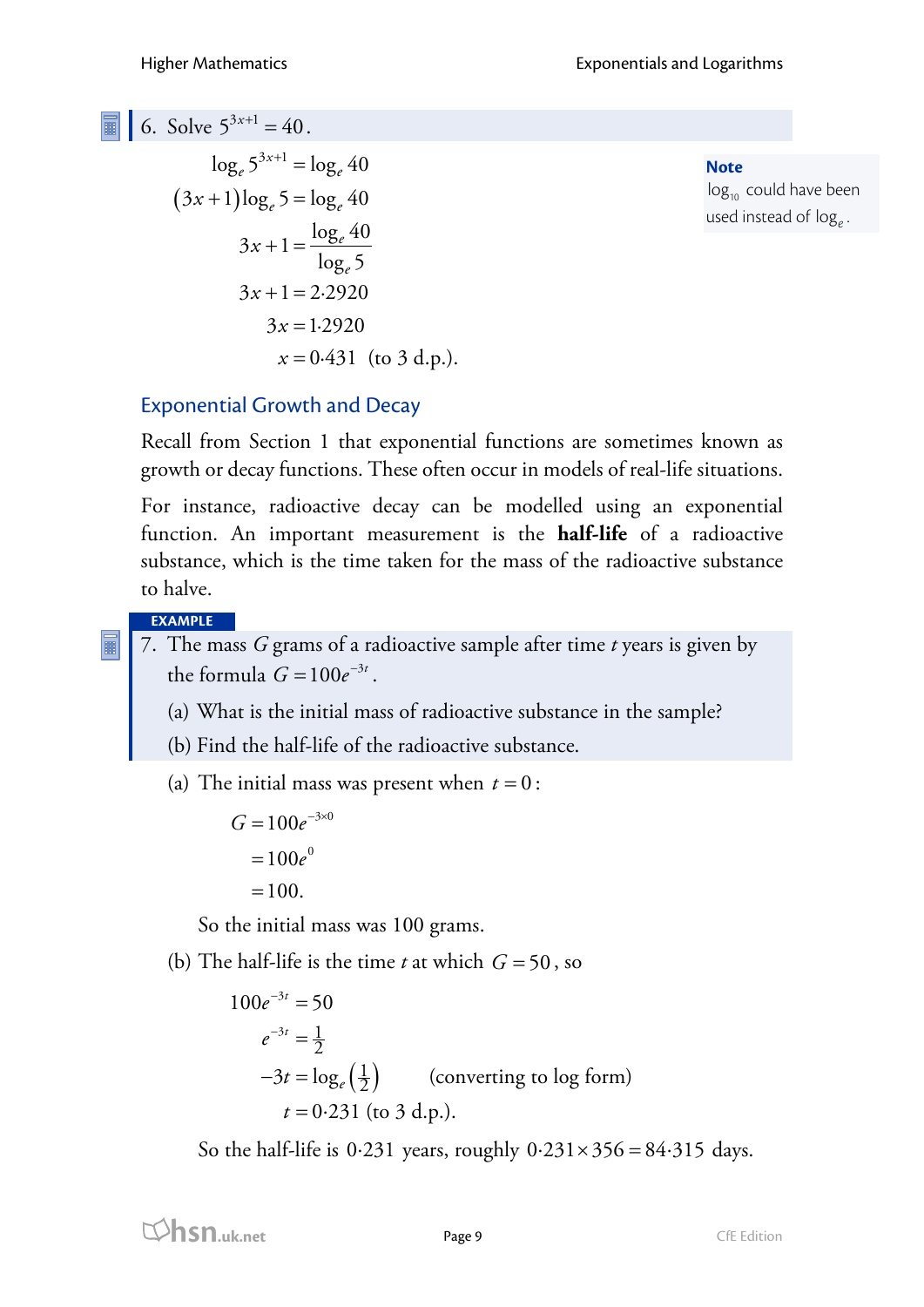6. Solve $5^{3x+1} = 40$.

$$\log_e 5^{3x+1} = \log_e 40$$
$$(3x+1)\log_e 5 = \log_e 40$$
$$3x+1 = \frac{\log_e 40}{\log_e 5}$$
$$3x+1 = 2{\cdot}2920$$
$$3x = 1{\cdot}2920$$
$$x = 0{\cdot}431 \quad \text{(to 3 d.p.).}$$

**Note**
$\log_{10}$ could have been used instead of $\log_e$.

## Exponential Growth and Decay

Recall from Section 1 that exponential functions are sometimes known as growth or decay functions. These often occur in models of real-life situations.

For instance, radioactive decay can be modelled using an exponential function. An important measurement is the **half-life** of a radioactive substance, which is the time taken for the mass of the radioactive substance to halve.

**EXAMPLE**

7. The mass $G$ grams of a radioactive sample after time $t$ years is given by the formula $G = 100e^{-3t}$.

   (a) What is the initial mass of radioactive substance in the sample?

   (b) Find the half-life of the radioactive substance.

(a) The initial mass was present when $t = 0$:

$$G = 100e^{-3\times 0}$$
$$= 100e^{0}$$
$$= 100.$$

So the initial mass was 100 grams.

(b) The half-life is the time $t$ at which $G = 50$, so

$$100e^{-3t} = 50$$
$$e^{-3t} = \tfrac{1}{2}$$
$$-3t = \log_e\left(\tfrac{1}{2}\right) \qquad \text{(converting to log form)}$$
$$t = 0{\cdot}231 \text{ (to 3 d.p.).}$$

So the half-life is $0{\cdot}231$ years, roughly $0{\cdot}231 \times 356 = 84{\cdot}315$ days.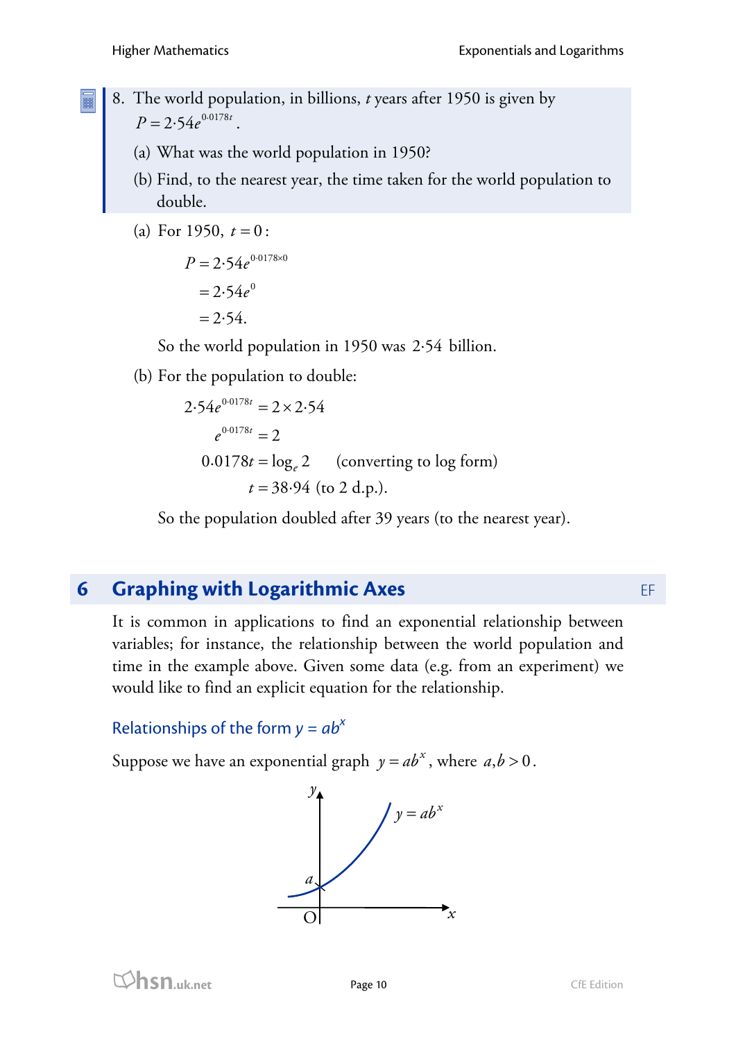8. The world population, in billions, $t$ years after 1950 is given by $P = 2{\cdot}54e^{0{\cdot}0178t}$.

   (a) What was the world population in 1950?

   (b) Find, to the nearest year, the time taken for the world population to double.

(a) For 1950, $t = 0$:

$$\begin{aligned} P &= 2{\cdot}54e^{0{\cdot}0178\times 0} \\ &= 2{\cdot}54e^{0} \\ &= 2{\cdot}54. \end{aligned}$$

So the world population in 1950 was $2{\cdot}54$ billion.

(b) For the population to double:

$$\begin{aligned} 2{\cdot}54e^{0{\cdot}0178t} &= 2\times 2{\cdot}54 \\ e^{0{\cdot}0178t} &= 2 \\ 0.0178t &= \log_e 2 \qquad \text{(converting to log form)} \\ t &= 38{\cdot}94 \text{ (to 2 d.p.).} \end{aligned}$$

So the population doubled after 39 years (to the nearest year).

## 6 Graphing with Logarithmic Axes

EF

It is common in applications to find an exponential relationship between variables; for instance, the relationship between the world population and time in the example above. Given some data (e.g. from an experiment) we would like to find an explicit equation for the relationship.

### Relationships of the form $y = ab^x$

Suppose we have an exponential graph $y = ab^x$, where $a, b > 0$.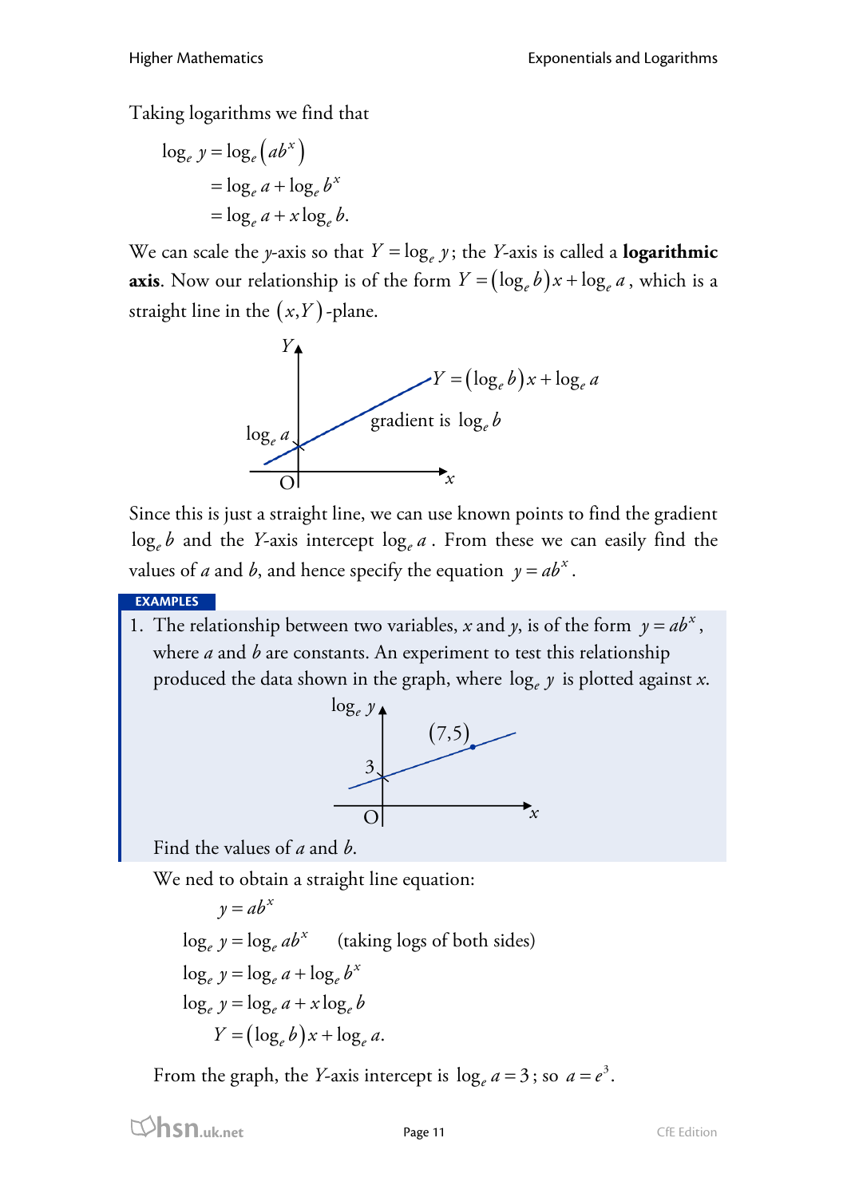Taking logarithms we find that

$$\begin{aligned}\log_e y &= \log_e\left(ab^x\right)\\ &= \log_e a + \log_e b^x\\ &= \log_e a + x\log_e b.\end{aligned}$$

We can scale the $y$-axis so that $Y = \log_e y$; the $Y$-axis is called a **logarithmic axis**. Now our relationship is of the form $Y = \left(\log_e b\right)x + \log_e a$, which is a straight line in the $(x, Y)$-plane.

Since this is just a straight line, we can use known points to find the gradient $\log_e b$ and the $Y$-axis intercept $\log_e a$. From these we can easily find the values of $a$ and $b$, and hence specify the equation $y = ab^x$.

**EXAMPLES**

1. The relationship between two variables, $x$ and $y$, is of the form $y = ab^x$, where $a$ and $b$ are constants. An experiment to test this relationship produced the data shown in the graph, where $\log_e y$ is plotted against $x$.

   Find the values of $a$ and $b$.

   We ned to obtain a straight line equation:

$$\begin{aligned} y &= ab^x\\ \log_e y &= \log_e ab^x \quad \text{(taking logs of both sides)}\\ \log_e y &= \log_e a + \log_e b^x\\ \log_e y &= \log_e a + x\log_e b\\ Y &= \left(\log_e b\right)x + \log_e a.\end{aligned}$$

   From the graph, the $Y$-axis intercept is $\log_e a = 3$; so $a = e^3$.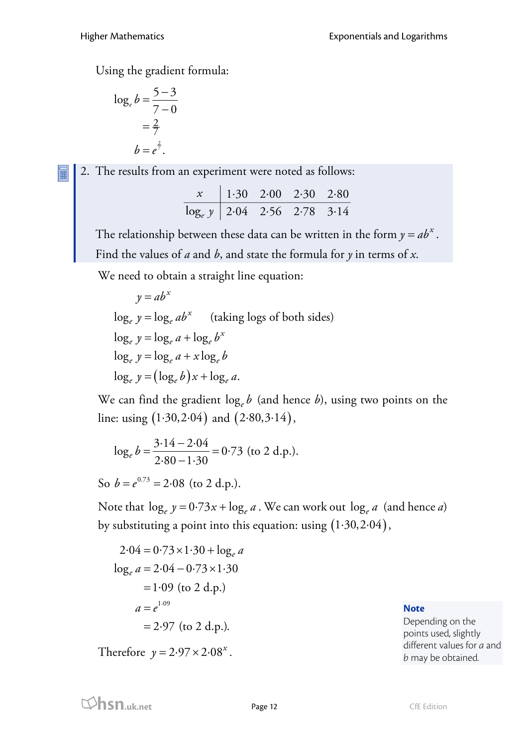Using the gradient formula:

$$\begin{aligned}\log_e b &= \frac{5-3}{7-0} \\ &= \tfrac{2}{7} \\ b &= e^{\frac{2}{7}}.\end{aligned}$$

2. The results from an experiment were noted as follows:

| $x$ | 1·30 | 2·00 | 2·30 | 2·80 |
|---|---|---|---|---|
| $\log_e y$ | 2·04 | 2·56 | 2·78 | 3·14 |

The relationship between these data can be written in the form $y = ab^x$.
Find the values of $a$ and $b$, and state the formula for $y$ in terms of $x$.

We need to obtain a straight line equation:

$$\begin{aligned} y &= ab^x \\ \log_e y &= \log_e ab^x \quad \text{(taking logs of both sides)} \\ \log_e y &= \log_e a + \log_e b^x \\ \log_e y &= \log_e a + x \log_e b \\ \log_e y &= (\log_e b)x + \log_e a. \end{aligned}$$

We can find the gradient $\log_e b$ (and hence $b$), using two points on the line: using $(1{\cdot}30, 2{\cdot}04)$ and $(2{\cdot}80, 3{\cdot}14)$,

$$\log_e b = \frac{3{\cdot}14 - 2{\cdot}04}{2{\cdot}80 - 1{\cdot}30} = 0{\cdot}73 \text{ (to 2 d.p.).}$$

So $b = e^{0.73} = 2{\cdot}08$ (to 2 d.p.).

Note that $\log_e y = 0{\cdot}73x + \log_e a$. We can work out $\log_e a$ (and hence $a$) by substituting a point into this equation: using $(1{\cdot}30, 2{\cdot}04)$,

$$\begin{aligned} 2{\cdot}04 &= 0{\cdot}73 \times 1{\cdot}30 + \log_e a \\ \log_e a &= 2{\cdot}04 - 0{\cdot}73 \times 1{\cdot}30 \\ &= 1{\cdot}09 \text{ (to 2 d.p.)} \\ a &= e^{1{\cdot}09} \\ &= 2{\cdot}97 \text{ (to 2 d.p.).} \end{aligned}$$

Therefore $y = 2{\cdot}97 \times 2{\cdot}08^x$.

**Note**
Depending on the points used, slightly different values for $a$ and $b$ may be obtained.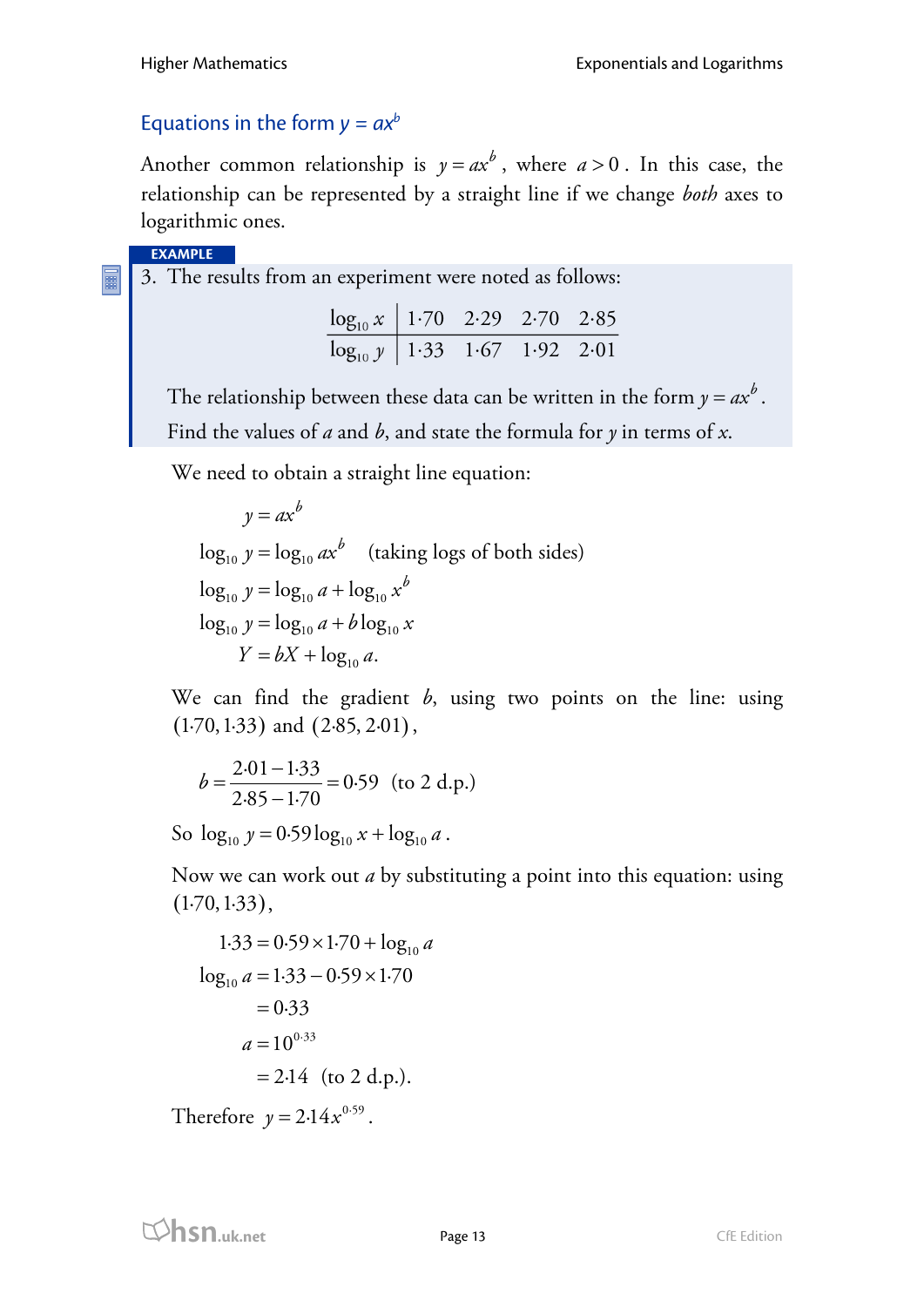## Equations in the form $y = ax^b$

Another common relationship is $y = ax^b$, where $a > 0$. In this case, the relationship can be represented by a straight line if we change *both* axes to logarithmic ones.

**EXAMPLE**

3. The results from an experiment were noted as follows:

| $\log_{10} x$ | 1·70 | 2·29 | 2·70 | 2·85 |
|---|---|---|---|---|
| $\log_{10} y$ | 1·33 | 1·67 | 1·92 | 2·01 |

The relationship between these data can be written in the form $y = ax^b$.
Find the values of $a$ and $b$, and state the formula for $y$ in terms of $x$.

We need to obtain a straight line equation:

$$
\begin{aligned}
y &= ax^b \\
\log_{10} y &= \log_{10} ax^b \quad \text{(taking logs of both sides)} \\
\log_{10} y &= \log_{10} a + \log_{10} x^b \\
\log_{10} y &= \log_{10} a + b\log_{10} x \\
Y &= bX + \log_{10} a.
\end{aligned}
$$

We can find the gradient $b$, using two points on the line: using $(1{\cdot}70, 1{\cdot}33)$ and $(2{\cdot}85, 2{\cdot}01)$,

$$b = \frac{2{\cdot}01 - 1{\cdot}33}{2{\cdot}85 - 1{\cdot}70} = 0{\cdot}59 \quad \text{(to 2 d.p.)}$$

So $\log_{10} y = 0{\cdot}59 \log_{10} x + \log_{10} a$.

Now we can work out $a$ by substituting a point into this equation: using $(1{\cdot}70, 1{\cdot}33)$,

$$
\begin{aligned}
1{\cdot}33 &= 0{\cdot}59 \times 1{\cdot}70 + \log_{10} a \\
\log_{10} a &= 1{\cdot}33 - 0{\cdot}59 \times 1{\cdot}70 \\
&= 0{\cdot}33 \\
a &= 10^{0{\cdot}33} \\
&= 2{\cdot}14 \quad \text{(to 2 d.p.)}.
\end{aligned}
$$

Therefore $y = 2{\cdot}14x^{0{\cdot}59}$.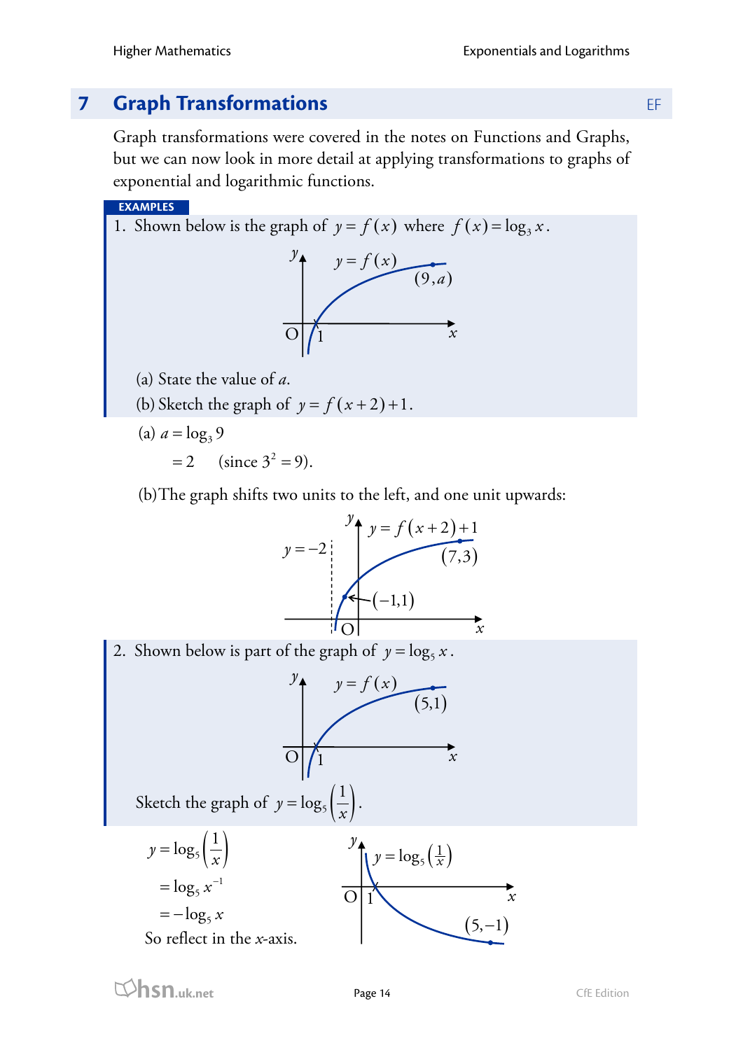## 7 Graph Transformations

Graph transformations were covered in the notes on Functions and Graphs, but we can now look in more detail at applying transformations to graphs of exponential and logarithmic functions.

**EXAMPLES**

1. Shown below is the graph of $y = f(x)$ where $f(x) = \log_3 x$.

(a) State the value of $a$.

(b) Sketch the graph of $y = f(x+2)+1$.

(a) $a = \log_3 9$

$= 2 \quad (\text{since } 3^2 = 9).$

(b) The graph shifts two units to the left, and one unit upwards:

2. Shown below is part of the graph of $y = \log_5 x$.

Sketch the graph of $y = \log_5 \left(\frac{1}{x}\right)$.

$$y = \log_5 \left(\frac{1}{x}\right)$$

$$= \log_5 x^{-1}$$

$$= -\log_5 x$$

So reflect in the $x$-axis.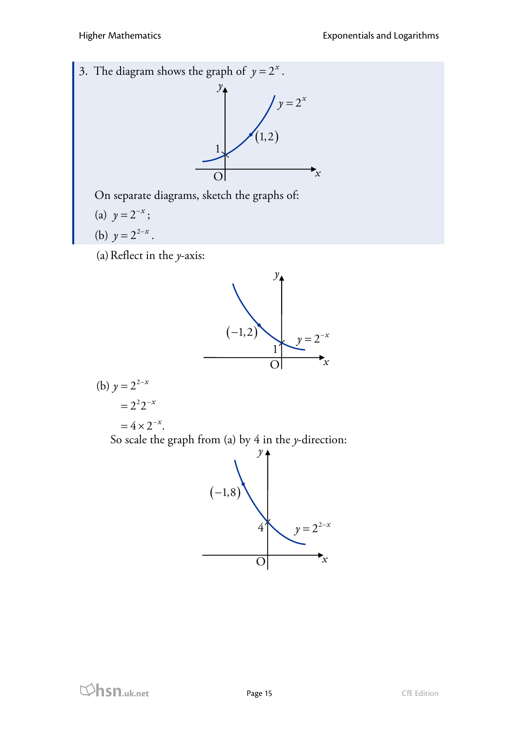3. The diagram shows the graph of $y = 2^x$.

$y = 2^x$

$(1, 2)$

1

O

$x$

$y$

On separate diagrams, sketch the graphs of:

(a) $y = 2^{-x}$;

(b) $y = 2^{2-x}$.

(a) Reflect in the $y$-axis:

$y$

$(-1, 2)$

$y = 2^{-x}$

1

O

$x$

(b) $y = 2^{2-x}$

$= 2^2 2^{-x}$

$= 4 \times 2^{-x}$.

So scale the graph from (a) by 4 in the $y$-direction:

$y$

$(-1, 8)$

4

$y = 2^{2-x}$

O

$x$